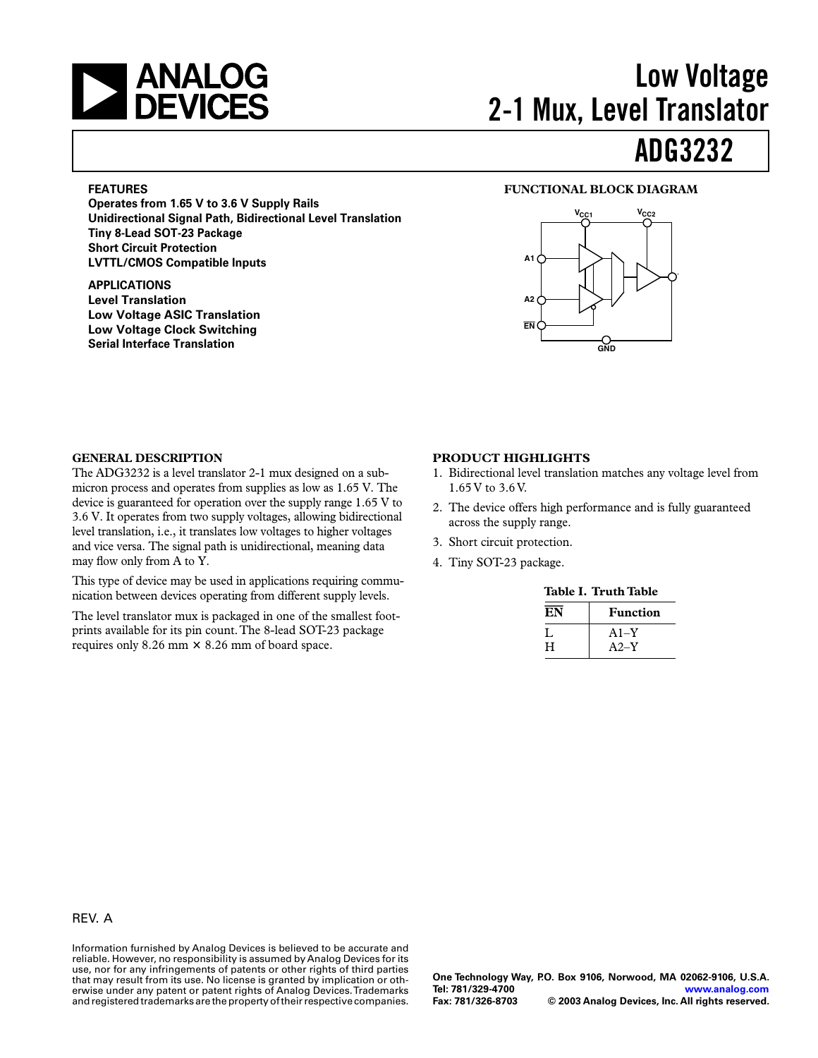# Low Voltage 2-1 Mux, Level Translator

# ADG3232

## FEATURES

**Operates from 1.65 V to 3.6 V Supply Rails**
**Unidirectional Signal Path, Bidirectional Level Translation**
**Tiny 8-Lead SOT-23 Package**
**Short Circuit Protection**
**LVTTL/CMOS Compatible Inputs**

## APPLICATIONS

**Level Translation**
**Low Voltage ASIC Translation**
**Low Voltage Clock Switching**
**Serial Interface Translation**

## FUNCTIONAL BLOCK DIAGRAM

$V_{CC1}$ $V_{CC2}$ A1 A2 $\overline{EN}$ GND

## GENERAL DESCRIPTION

The ADG3232 is a level translator 2-1 mux designed on a submicron process and operates from supplies as low as 1.65 V. The device is guaranteed for operation over the supply range 1.65 V to 3.6 V. It operates from two supply voltages, allowing bidirectional level translation, i.e., it translates low voltages to higher voltages and vice versa. The signal path is unidirectional, meaning data may flow only from A to Y.

This type of device may be used in applications requiring communication between devices operating from different supply levels.

The level translator mux is packaged in one of the smallest footprints available for its pin count. The 8-lead SOT-23 package requires only 8.26 mm × 8.26 mm of board space.

## PRODUCT HIGHLIGHTS

1. Bidirectional level translation matches any voltage level from 1.65 V to 3.6 V.
2. The device offers high performance and is fully guaranteed across the supply range.
3. Short circuit protection.
4. Tiny SOT-23 package.

**Table I. Truth Table**

| $\overline{EN}$ | Function |
|---|---|
| L | A1–Y |
| H | A2–Y |

REV. A

Information furnished by Analog Devices is believed to be accurate and reliable. However, no responsibility is assumed by Analog Devices for its use, nor for any infringements of patents or other rights of third parties that may result from its use. No license is granted by implication or otherwise under any patent or patent rights of Analog Devices. Trademarks and registered trademarks are the property of their respective companies.

One Technology Way, P.O. Box 9106, Norwood, MA 02062-9106, U.S.A.
Tel: 781/329-4700 www.analog.com
Fax: 781/326-8703 © 2003 Analog Devices, Inc. All rights reserved.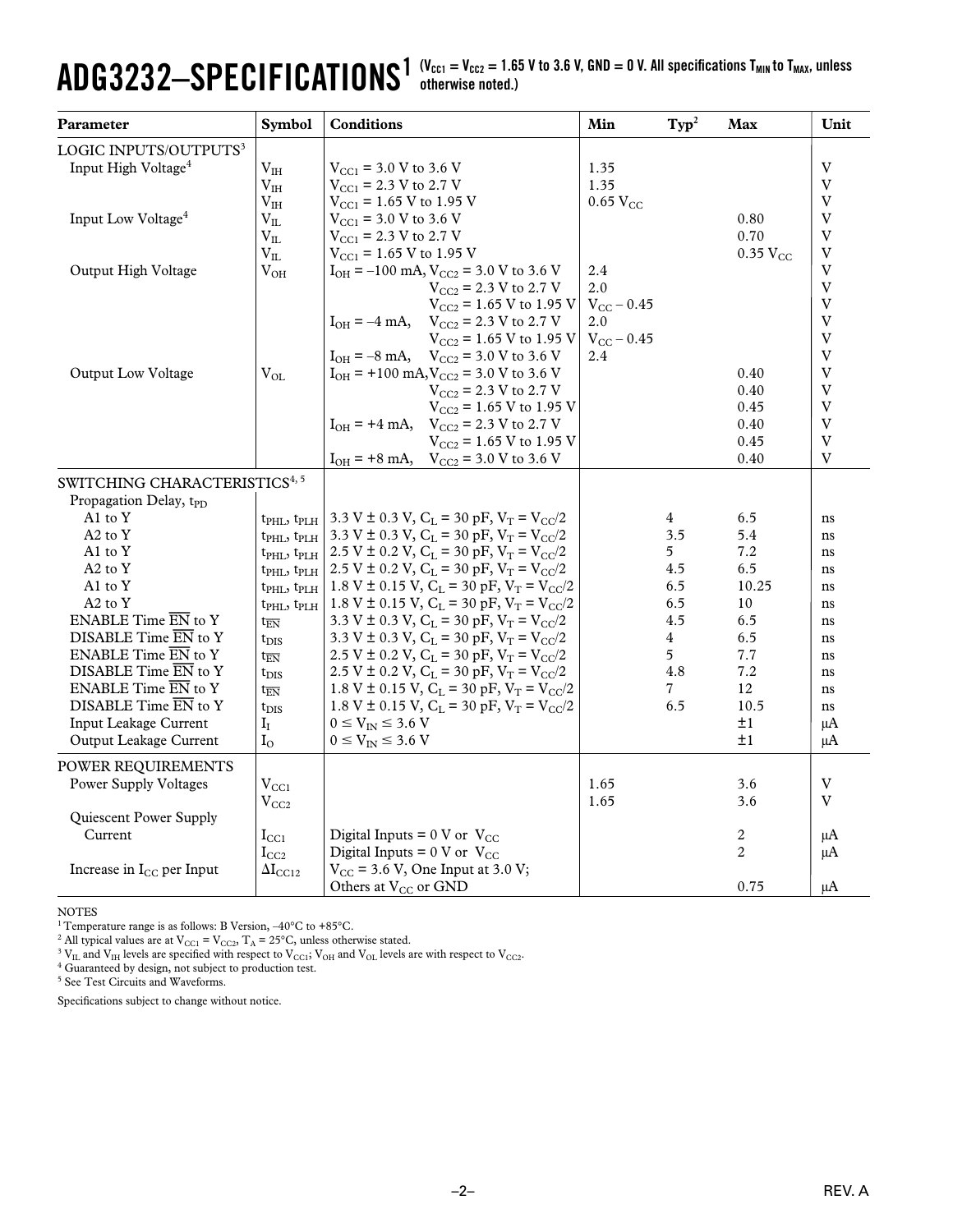# ADG3232–SPECIFICATIONS[1] ($V_{CC1}$ = $V_{CC2}$ = 1.65 V to 3.6 V, GND = 0 V. All specifications $T_{MIN}$ to $T_{MAX}$, unless otherwise noted.)

| Parameter | Symbol | Conditions | Min | Typ[2] | Max | Unit |
|---|---|---|---|---|---|---|
| LOGIC INPUTS/OUTPUTS[3] | | | | | | |
| Input High Voltage[4] | $V_{IH}$ | $V_{CC1}$ = 3.0 V to 3.6 V | 1.35 | | | V |
| | $V_{IH}$ | $V_{CC1}$ = 2.3 V to 2.7 V | 1.35 | | | V |
| | $V_{IH}$ | $V_{CC1}$ = 1.65 V to 1.95 V | 0.65 $V_{CC}$ | | | V |
| Input Low Voltage[4] | $V_{IL}$ | $V_{CC1}$ = 3.0 V to 3.6 V | | | 0.80 | V |
| | $V_{IL}$ | $V_{CC1}$ = 2.3 V to 2.7 V | | | 0.70 | V |
| | $V_{IL}$ | $V_{CC1}$ = 1.65 V to 1.95 V | | | 0.35 $V_{CC}$ | V |
| Output High Voltage | $V_{OH}$ | $I_{OH}$ = –100 mA, $V_{CC2}$ = 3.0 V to 3.6 V | 2.4 | | | V |
| | | $V_{CC2}$ = 2.3 V to 2.7 V | 2.0 | | | V |
| | | $V_{CC2}$ = 1.65 V to 1.95 V | $V_{CC}$ – 0.45 | | | V |
| | | $I_{OH}$ = –4 mA, $V_{CC2}$ = 2.3 V to 2.7 V | 2.0 | | | V |
| | | $V_{CC2}$ = 1.65 V to 1.95 V | $V_{CC}$ – 0.45 | | | V |
| | | $I_{OH}$ = –8 mA, $V_{CC2}$ = 3.0 V to 3.6 V | 2.4 | | | V |
| Output Low Voltage | $V_{OL}$ | $I_{OH}$ = +100 mA, $V_{CC2}$ = 3.0 V to 3.6 V | | | 0.40 | V |
| | | $V_{CC2}$ = 2.3 V to 2.7 V | | | 0.40 | V |
| | | $V_{CC2}$ = 1.65 V to 1.95 V | | | 0.45 | V |
| | | $I_{OH}$ = +4 mA, $V_{CC2}$ = 2.3 V to 2.7 V | | | 0.40 | V |
| | | $V_{CC2}$ = 1.65 V to 1.95 V | | | 0.45 | V |
| | | $I_{OH}$ = +8 mA, $V_{CC2}$ = 3.0 V to 3.6 V | | | 0.40 | V |
| SWITCHING CHARACTERISTICS[4, 5] | | | | | | |
| Propagation Delay, $t_{PD}$ | | | | | | |
| A1 to Y | $t_{PHL}$, $t_{PLH}$ | 3.3 V ± 0.3 V, $C_L$ = 30 pF, $V_T$ = $V_{CC}$/2 | | 4 | 6.5 | ns |
| A2 to Y | $t_{PHL}$, $t_{PLH}$ | 3.3 V ± 0.3 V, $C_L$ = 30 pF, $V_T$ = $V_{CC}$/2 | | 3.5 | 5.4 | ns |
| A1 to Y | $t_{PHL}$, $t_{PLH}$ | 2.5 V ± 0.2 V, $C_L$ = 30 pF, $V_T$ = $V_{CC}$/2 | | 5 | 7.2 | ns |
| A2 to Y | $t_{PHL}$, $t_{PLH}$ | 2.5 V ± 0.2 V, $C_L$ = 30 pF, $V_T$ = $V_{CC}$/2 | | 4.5 | 6.5 | ns |
| A1 to Y | $t_{PHL}$, $t_{PLH}$ | 1.8 V ± 0.15 V, $C_L$ = 30 pF, $V_T$ = $V_{CC}$/2 | | 6.5 | 10.25 | ns |
| A2 to Y | $t_{PHL}$, $t_{PLH}$ | 1.8 V ± 0.15 V, $C_L$ = 30 pF, $V_T$ = $V_{CC}$/2 | | 6.5 | 10 | ns |
| ENABLE Time $\overline{EN}$ to Y | $t_{\overline{EN}}$ | 3.3 V ± 0.3 V, $C_L$ = 30 pF, $V_T$ = $V_{CC}$/2 | | 4.5 | 6.5 | ns |
| DISABLE Time $\overline{EN}$ to Y | $t_{DIS}$ | 3.3 V ± 0.3 V, $C_L$ = 30 pF, $V_T$ = $V_{CC}$/2 | | 4 | 6.5 | ns |
| ENABLE Time $\overline{EN}$ to Y | $t_{\overline{EN}}$ | 2.5 V ± 0.2 V, $C_L$ = 30 pF, $V_T$ = $V_{CC}$/2 | | 5 | 7.7 | ns |
| DISABLE Time $\overline{EN}$ to Y | $t_{DIS}$ | 2.5 V ± 0.2 V, $C_L$ = 30 pF, $V_T$ = $V_{CC}$/2 | | 4.8 | 7.2 | ns |
| ENABLE Time $\overline{EN}$ to Y | $t_{\overline{EN}}$ | 1.8 V ± 0.15 V, $C_L$ = 30 pF, $V_T$ = $V_{CC}$/2 | | 7 | 12 | ns |
| DISABLE Time $\overline{EN}$ to Y | $t_{DIS}$ | 1.8 V ± 0.15 V, $C_L$ = 30 pF, $V_T$ = $V_{CC}$/2 | | 6.5 | 10.5 | ns |
| Input Leakage Current | $I_I$ | 0 ≤ $V_{IN}$ ≤ 3.6 V | | | ±1 | µA |
| Output Leakage Current | $I_O$ | 0 ≤ $V_{IN}$ ≤ 3.6 V | | | ±1 | µA |
| POWER REQUIREMENTS | | | | | | |
| Power Supply Voltages | $V_{CC1}$ | | 1.65 | | 3.6 | V |
| | $V_{CC2}$ | | 1.65 | | 3.6 | V |
| Quiescent Power Supply Current | $I_{CC1}$ | Digital Inputs = 0 V or $V_{CC}$ | | | 2 | µA |
| | $I_{CC2}$ | Digital Inputs = 0 V or $V_{CC}$ | | | 2 | µA |
| Increase in $I_{CC}$ per Input | $\Delta I_{CC12}$ | $V_{CC}$ = 3.6 V, One Input at 3.0 V; Others at $V_{CC}$ or GND | | | 0.75 | µA |

NOTES

[1] Temperature range is as follows: B Version, –40°C to +85°C.

[2] All typical values are at $V_{CC1}$ = $V_{CC2}$, $T_A$ = 25°C, unless otherwise stated.

[3] $V_{IL}$ and $V_{IH}$ levels are specified with respect to $V_{CC1}$; $V_{OH}$ and $V_{OL}$ levels are with respect to $V_{CC2}$.

[4] Guaranteed by design, not subject to production test.

[5] See Test Circuits and Waveforms.

Specifications subject to change without notice.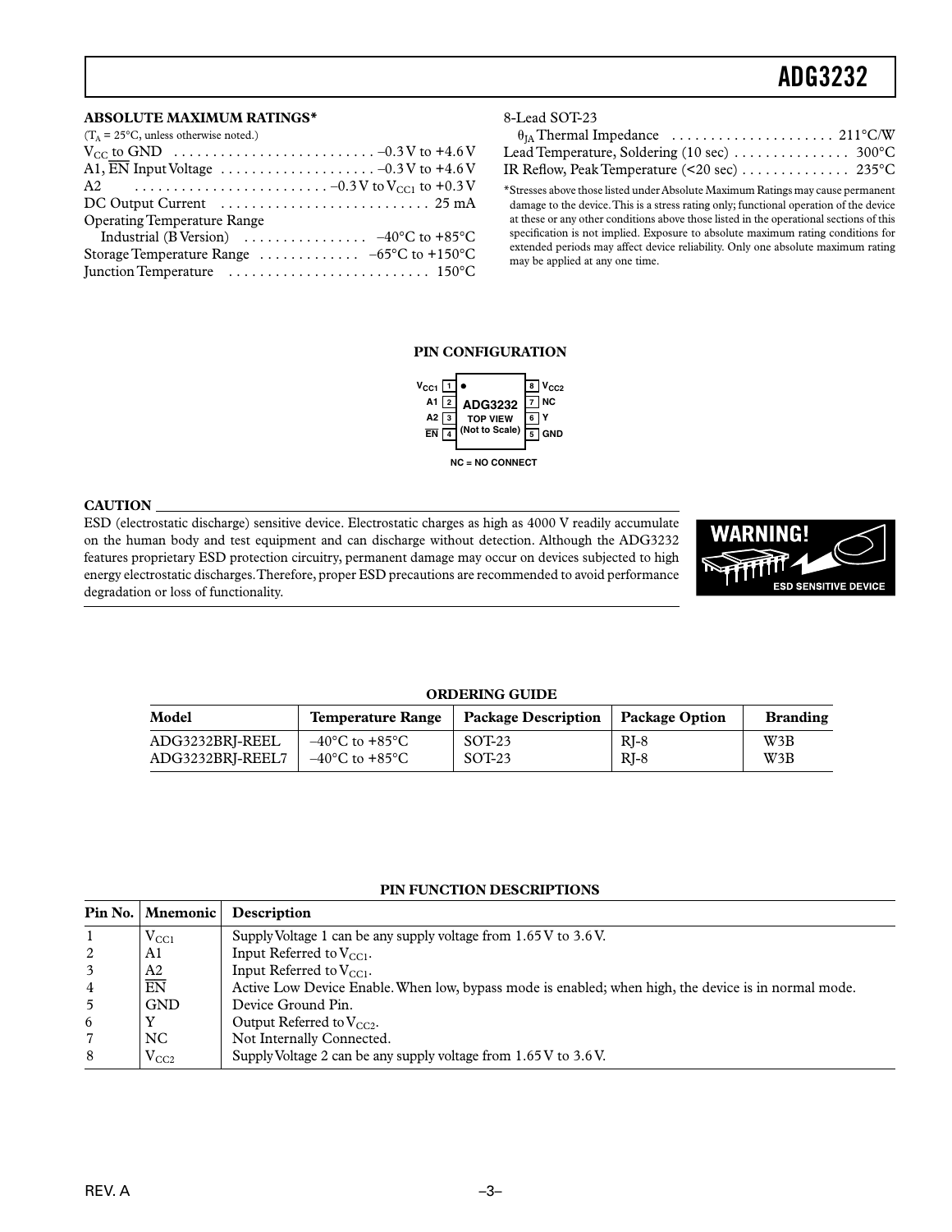## ABSOLUTE MAXIMUM RATINGS*

($T_A$ = 25°C, unless otherwise noted.)

$V_{CC}$ to GND . . . . . . . . . . . . . . . . . . . . . . . . . –0.3 V to +4.6 V
A1, $\overline{EN}$ Input Voltage . . . . . . . . . . . . . . . . . . . . –0.3 V to +4.6 V
A2 . . . . . . . . . . . . . . . . . . . . . . . . . –0.3 V to $V_{CC1}$ to +0.3 V
DC Output Current . . . . . . . . . . . . . . . . . . . . . . . . . . . 25 mA
Operating Temperature Range
  Industrial (B Version) . . . . . . . . . . . . . . . . –40°C to +85°C
Storage Temperature Range . . . . . . . . . . . . . –65°C to +150°C
Junction Temperature . . . . . . . . . . . . . . . . . . . . . . . . . 150°C
8-Lead SOT-23
  $\theta_{JA}$ Thermal Impedance . . . . . . . . . . . . . . . . . . . . . 211°C/W
Lead Temperature, Soldering (10 sec) . . . . . . . . . . . . . . . 300°C
IR Reflow, Peak Temperature (<20 sec) . . . . . . . . . . . . . . 235°C

*Stresses above those listed under Absolute Maximum Ratings may cause permanent damage to the device. This is a stress rating only; functional operation of the device at these or any other conditions above those listed in the operational sections of this specification is not implied. Exposure to absolute maximum rating conditions for extended periods may affect device reliability. Only one absolute maximum rating may be applied at any one time.

## PIN CONFIGURATION

| Pin | Name | | Pin | Name |
|---|---|---|---|---|
| 1 | $V_{CC1}$ | ADG3232 TOP VIEW (Not to Scale) | 8 | $V_{CC2}$ |
| 2 | A1 | | 7 | NC |
| 3 | A2 | | 6 | Y |
| 4 | $\overline{EN}$ | | 5 | GND |

NC = NO CONNECT

## CAUTION

ESD (electrostatic discharge) sensitive device. Electrostatic charges as high as 4000 V readily accumulate on the human body and test equipment and can discharge without detection. Although the ADG3232 features proprietary ESD protection circuitry, permanent damage may occur on devices subjected to high energy electrostatic discharges. Therefore, proper ESD precautions are recommended to avoid performance degradation or loss of functionality.

WARNING! ESD SENSITIVE DEVICE

## ORDERING GUIDE

| Model | Temperature Range | Package Description | Package Option | Branding |
|---|---|---|---|---|
| ADG3232BRJ-REEL | –40°C to +85°C | SOT-23 | RJ-8 | W3B |
| ADG3232BRJ-REEL7 | –40°C to +85°C | SOT-23 | RJ-8 | W3B |

## PIN FUNCTION DESCRIPTIONS

| Pin No. | Mnemonic | Description |
|---|---|---|
| 1 | $V_{CC1}$ | Supply Voltage 1 can be any supply voltage from 1.65 V to 3.6 V. |
| 2 | A1 | Input Referred to $V_{CC1}$. |
| 3 | A2 | Input Referred to $V_{CC1}$. |
| 4 | $\overline{EN}$ | Active Low Device Enable. When low, bypass mode is enabled; when high, the device is in normal mode. |
| 5 | GND | Device Ground Pin. |
| 6 | Y | Output Referred to $V_{CC2}$. |
| 7 | NC | Not Internally Connected. |
| 8 | $V_{CC2}$ | Supply Voltage 2 can be any supply voltage from 1.65 V to 3.6 V. |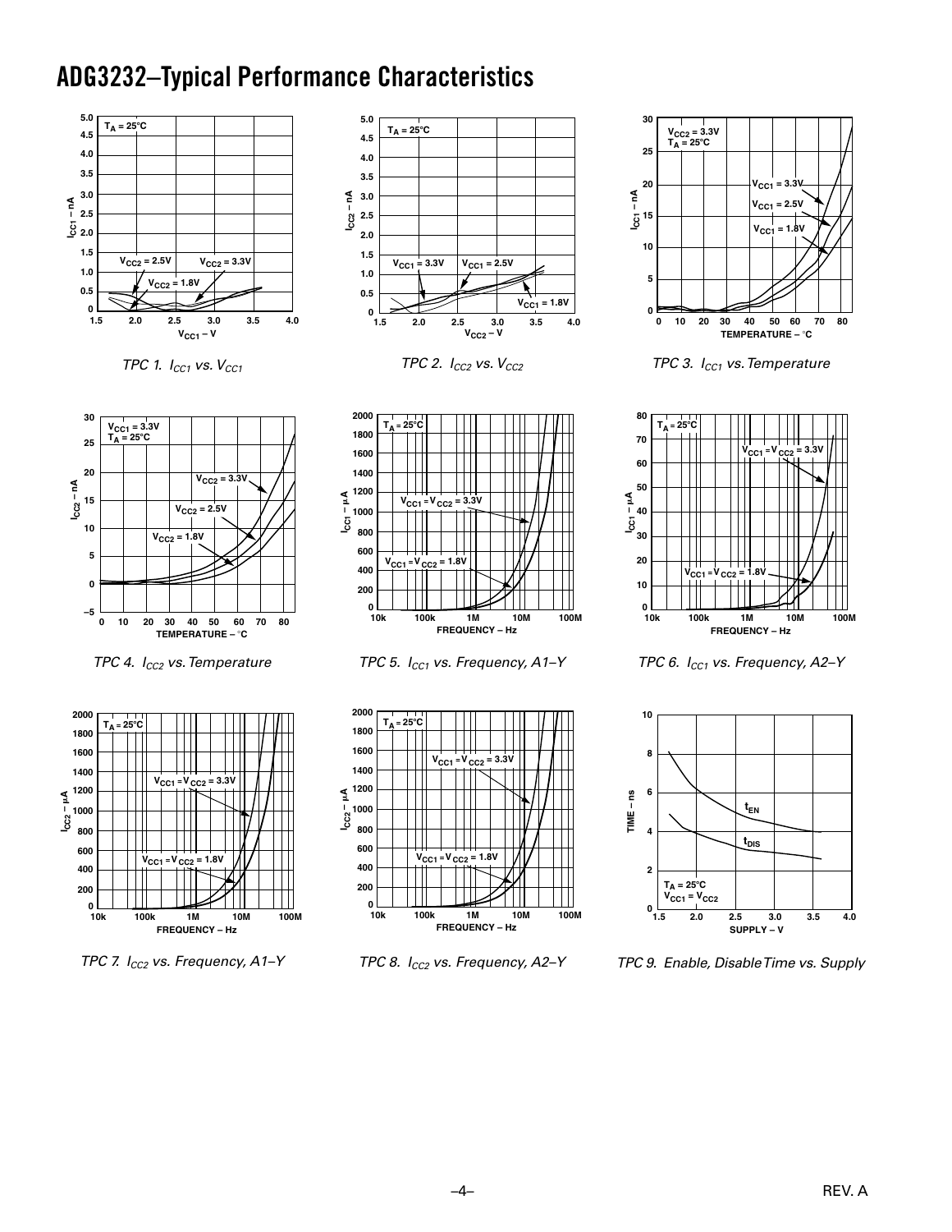# ADG3232–Typical Performance Characteristics

TPC 1. $I_{CC1}$ vs. $V_{CC1}$

TPC 2. $I_{CC2}$ vs. $V_{CC2}$

TPC 3. $I_{CC1}$ vs. Temperature

TPC 4. $I_{CC2}$ vs. Temperature

TPC 5. $I_{CC1}$ vs. Frequency, A1–Y

TPC 6. $I_{CC1}$ vs. Frequency, A2–Y

TPC 7. $I_{CC2}$ vs. Frequency, A1–Y

TPC 8. $I_{CC2}$ vs. Frequency, A2–Y

TPC 9. Enable, Disable Time vs. Supply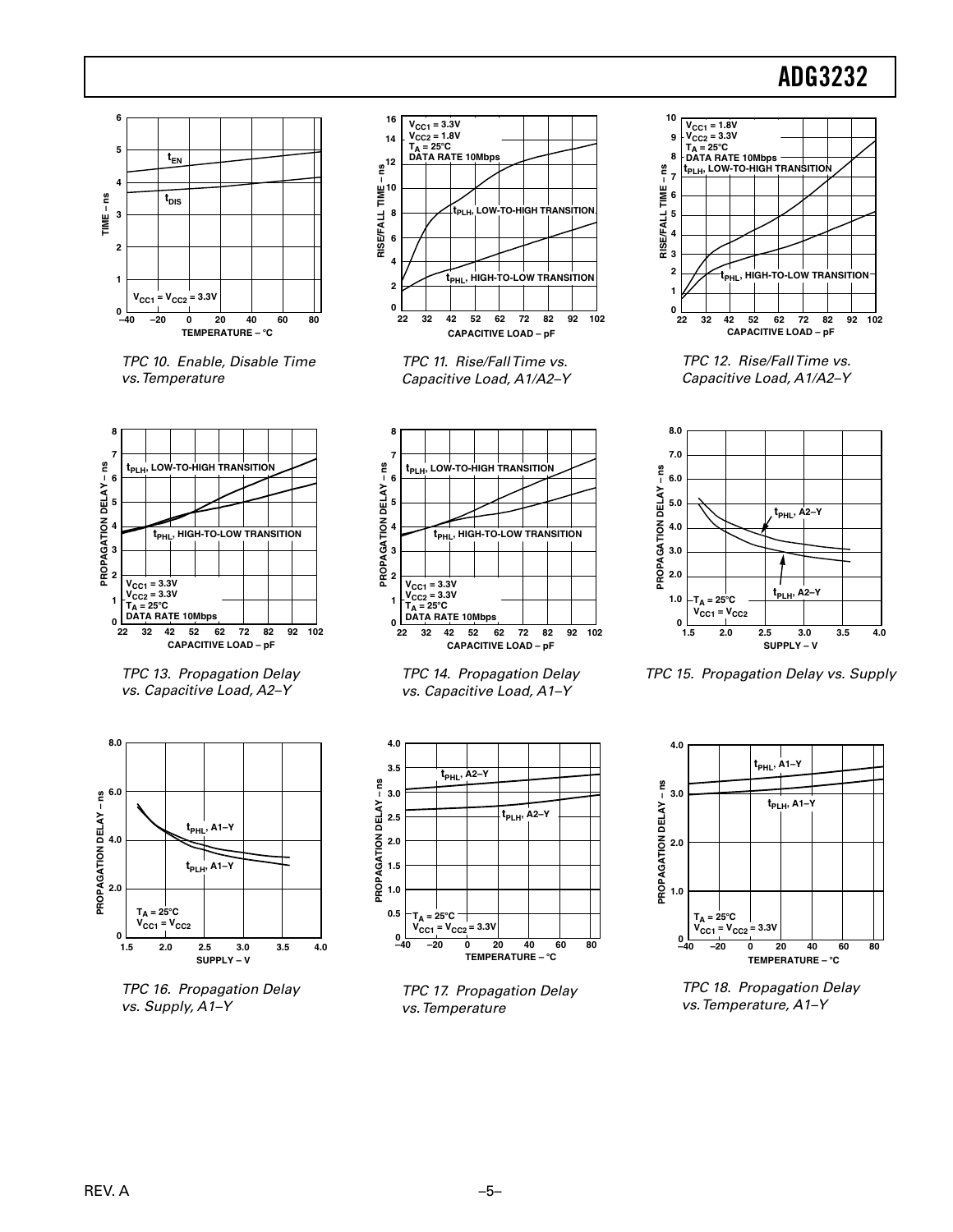TPC 10. Enable, Disable Time vs. Temperature

TPC 11. Rise/Fall Time vs. Capacitive Load, A1/A2–Y

TPC 12. Rise/Fall Time vs. Capacitive Load, A1/A2–Y

TPC 13. Propagation Delay vs. Capacitive Load, A2–Y

TPC 14. Propagation Delay vs. Capacitive Load, A1–Y

TPC 15. Propagation Delay vs. Supply

TPC 16. Propagation Delay vs. Supply, A1–Y

TPC 17. Propagation Delay vs. Temperature

TPC 18. Propagation Delay vs. Temperature, A1–Y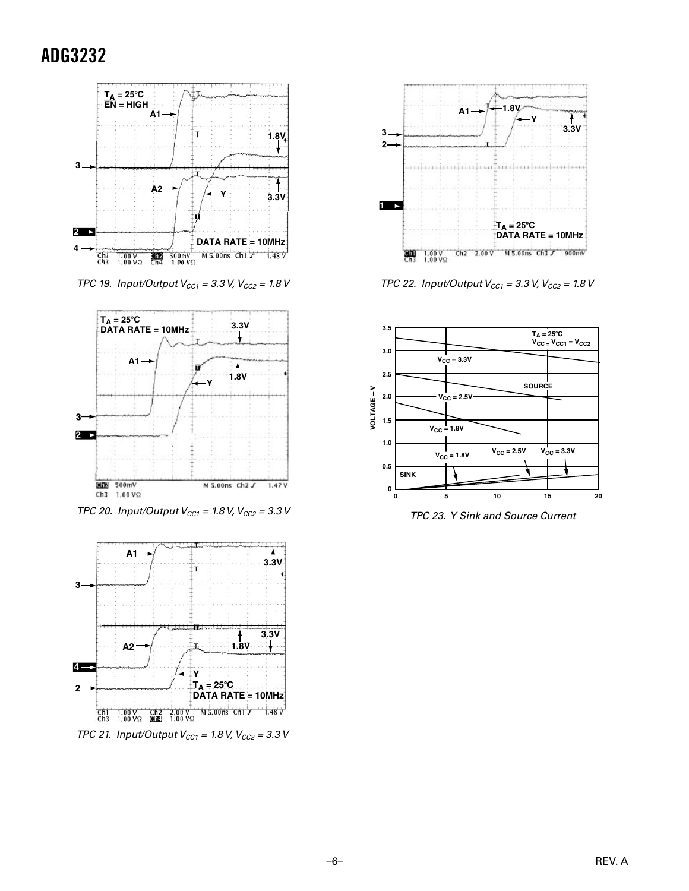TPC 19. Input/Output $V_{CC1}$ = 3.3 V, $V_{CC2}$ = 1.8 V

TPC 20. Input/Output $V_{CC1}$ = 1.8 V, $V_{CC2}$ = 3.3 V

TPC 21. Input/Output $V_{CC1}$ = 1.8 V, $V_{CC2}$ = 3.3 V

TPC 22. Input/Output $V_{CC1}$ = 3.3 V, $V_{CC2}$ = 1.8 V

TPC 23. Y Sink and Source Current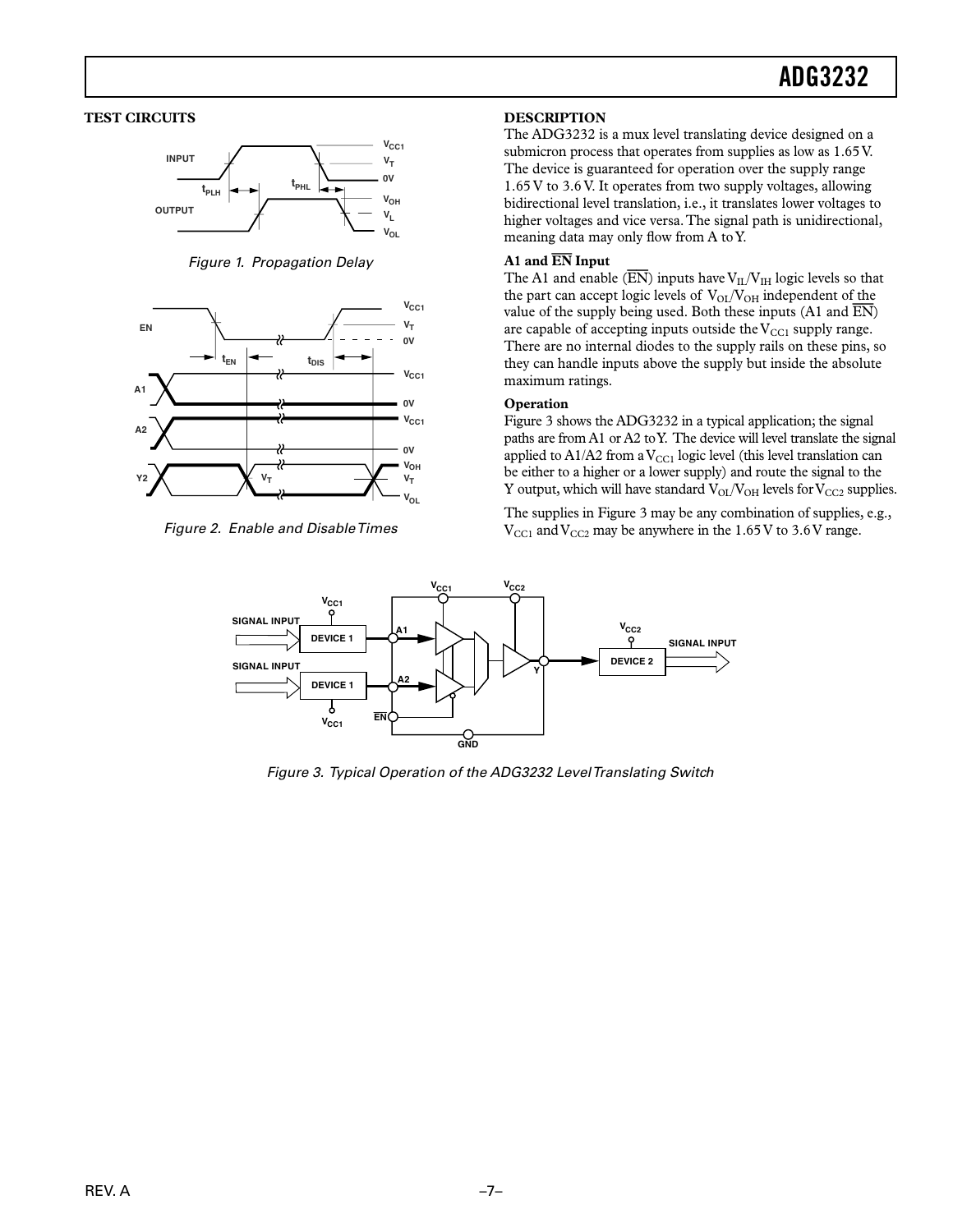## TEST CIRCUITS

Figure 1. Propagation Delay

Figure 2. Enable and Disable Times

## DESCRIPTION

The ADG3232 is a mux level translating device designed on a submicron process that operates from supplies as low as 1.65 V. The device is guaranteed for operation over the supply range 1.65 V to 3.6 V. It operates from two supply voltages, allowing bidirectional level translation, i.e., it translates lower voltages to higher voltages and vice versa. The signal path is unidirectional, meaning data may only flow from A to Y.

### A1 and $\overline{EN}$ Input

The A1 and enable ($\overline{EN}$) inputs have $V_{IL}/V_{IH}$ logic levels so that the part can accept logic levels of $V_{OL}/V_{OH}$ independent of the value of the supply being used. Both these inputs (A1 and $\overline{EN}$) are capable of accepting inputs outside the $V_{CC1}$ supply range. There are no internal diodes to the supply rails on these pins, so they can handle inputs above the supply but inside the absolute maximum ratings.

### Operation

Figure 3 shows the ADG3232 in a typical application; the signal paths are from A1 or A2 to Y. The device will level translate the signal applied to A1/A2 from a $V_{CC1}$ logic level (this level translation can be either to a higher or a lower supply) and route the signal to the Y output, which will have standard $V_{OL}/V_{OH}$ levels for $V_{CC2}$ supplies.

The supplies in Figure 3 may be any combination of supplies, e.g., $V_{CC1}$ and $V_{CC2}$ may be anywhere in the 1.65 V to 3.6 V range.

Figure 3. Typical Operation of the ADG3232 Level Translating Switch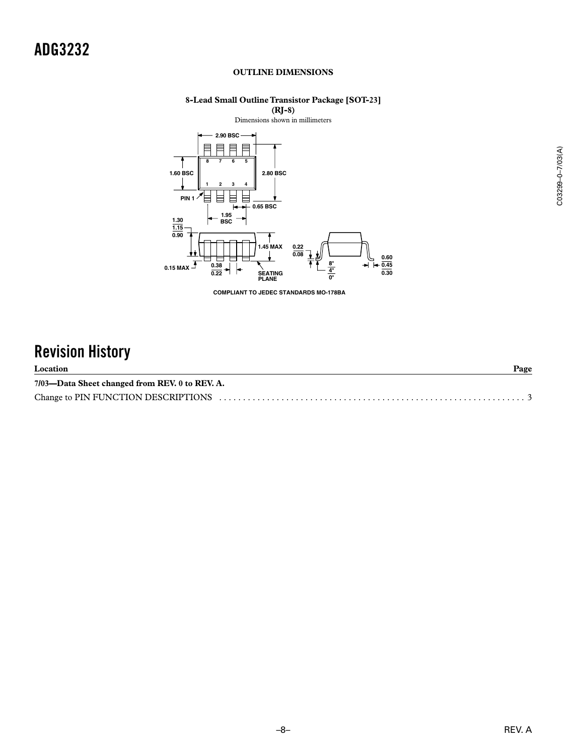## OUTLINE DIMENSIONS

**8-Lead Small Outline Transistor Package [SOT-23]**
**(RJ-8)**

Dimensions shown in millimeters

2.90 BSC

8 7 6 5

1.60 BSC

2.80 BSC

1 2 3 4

PIN 1

0.65 BSC

1.95
BSC

1.30
1.15
0.90

1.45 MAX

0.22
0.08

8°
4°
0°

0.60
0.45
0.30

0.15 MAX

0.38
0.22

SEATING
PLANE

COMPLIANT TO JEDEC STANDARDS MO-178BA

# Revision History

| Location | Page |
|---|---|
| **7/03—Data Sheet changed from REV. 0 to REV. A.** | |
| Change to PIN FUNCTION DESCRIPTIONS | 3 |